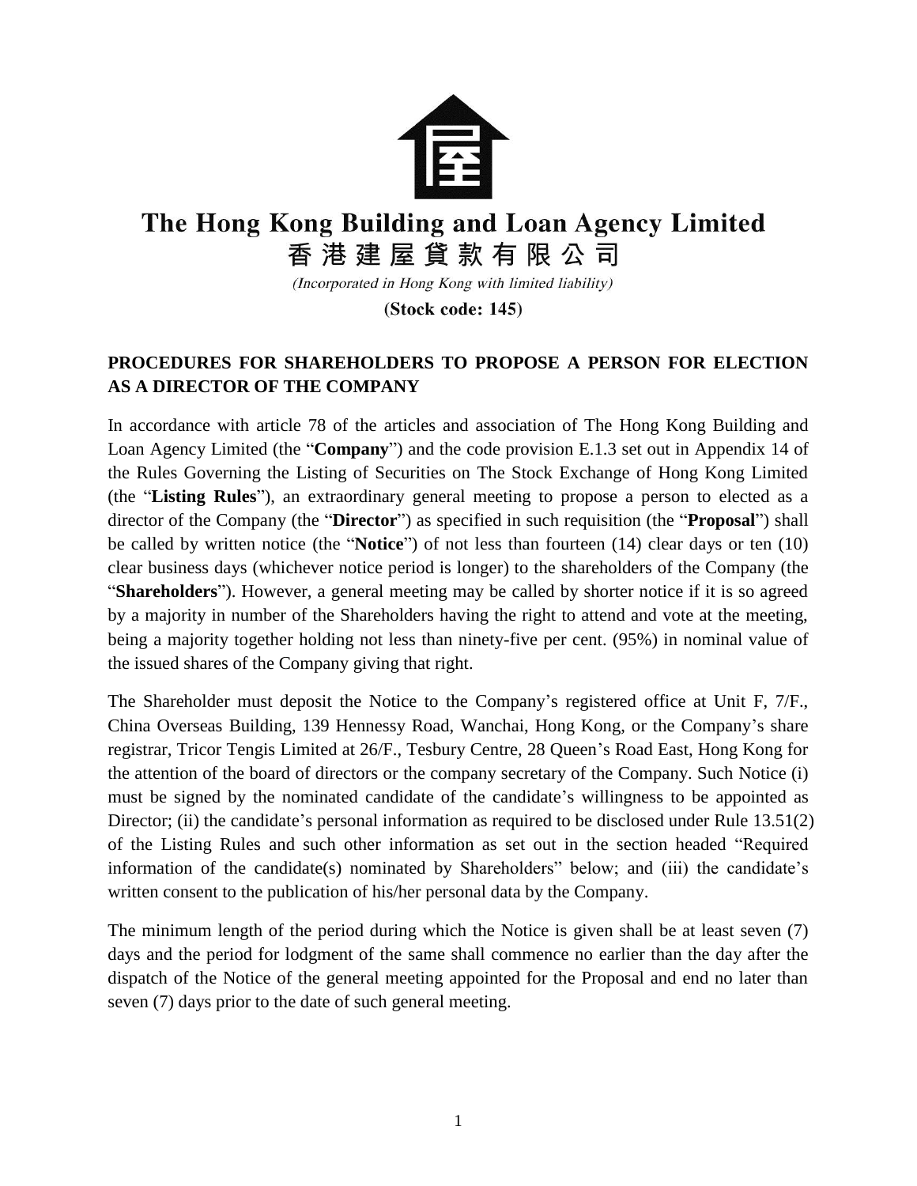# The Hong Kong Building and Loan Agency Limited

# 香港建屋貸款有限公司

*(Incorporated in Hong Kong with limited liability)*

**(Stock code: 145)**

## PROCEDURES FOR SHAREHOLDERS TO PROPOSE A PERSON FOR ELECTION AS A DIRECTOR OF THE COMPANY

In accordance with article 78 of the articles and association of The Hong Kong Building and Loan Agency Limited (the "**Company**") and the code provision E.1.3 set out in Appendix 14 of the Rules Governing the Listing of Securities on The Stock Exchange of Hong Kong Limited (the "**Listing Rules**"), an extraordinary general meeting to propose a person to elected as a director of the Company (the "**Director**") as specified in such requisition (the "**Proposal**") shall be called by written notice (the "**Notice**") of not less than fourteen (14) clear days or ten (10) clear business days (whichever notice period is longer) to the shareholders of the Company (the "**Shareholders**"). However, a general meeting may be called by shorter notice if it is so agreed by a majority in number of the Shareholders having the right to attend and vote at the meeting, being a majority together holding not less than ninety-five per cent. (95%) in nominal value of the issued shares of the Company giving that right.

The Shareholder must deposit the Notice to the Company's registered office at Unit F, 7/F., China Overseas Building, 139 Hennessy Road, Wanchai, Hong Kong, or the Company's share registrar, Tricor Tengis Limited at 26/F., Tesbury Centre, 28 Queen's Road East, Hong Kong for the attention of the board of directors or the company secretary of the Company. Such Notice (i) must be signed by the nominated candidate of the candidate's willingness to be appointed as Director; (ii) the candidate's personal information as required to be disclosed under Rule 13.51(2) of the Listing Rules and such other information as set out in the section headed "Required information of the candidate(s) nominated by Shareholders" below; and (iii) the candidate's written consent to the publication of his/her personal data by the Company.

The minimum length of the period during which the Notice is given shall be at least seven (7) days and the period for lodgment of the same shall commence no earlier than the day after the dispatch of the Notice of the general meeting appointed for the Proposal and end no later than seven (7) days prior to the date of such general meeting.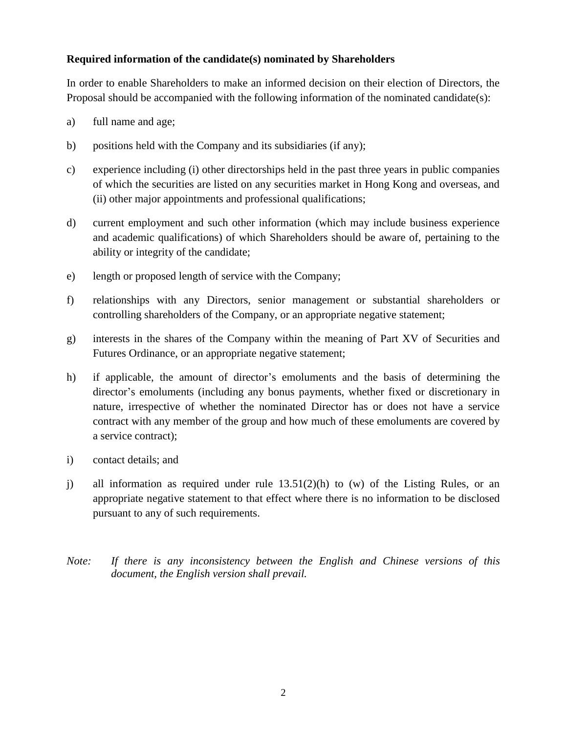**Required information of the candidate(s) nominated by Shareholders**

In order to enable Shareholders to make an informed decision on their election of Directors, the Proposal should be accompanied with the following information of the nominated candidate(s):

a) full name and age;

b) positions held with the Company and its subsidiaries (if any);

c) experience including (i) other directorships held in the past three years in public companies of which the securities are listed on any securities market in Hong Kong and overseas, and (ii) other major appointments and professional qualifications;

d) current employment and such other information (which may include business experience and academic qualifications) of which Shareholders should be aware of, pertaining to the ability or integrity of the candidate;

e) length or proposed length of service with the Company;

f) relationships with any Directors, senior management or substantial shareholders or controlling shareholders of the Company, or an appropriate negative statement;

g) interests in the shares of the Company within the meaning of Part XV of Securities and Futures Ordinance, or an appropriate negative statement;

h) if applicable, the amount of director's emoluments and the basis of determining the director's emoluments (including any bonus payments, whether fixed or discretionary in nature, irrespective of whether the nominated Director has or does not have a service contract with any member of the group and how much of these emoluments are covered by a service contract);

i) contact details; and

j) all information as required under rule 13.51(2)(h) to (w) of the Listing Rules, or an appropriate negative statement to that effect where there is no information to be disclosed pursuant to any of such requirements.

*Note: If there is any inconsistency between the English and Chinese versions of this document, the English version shall prevail.*